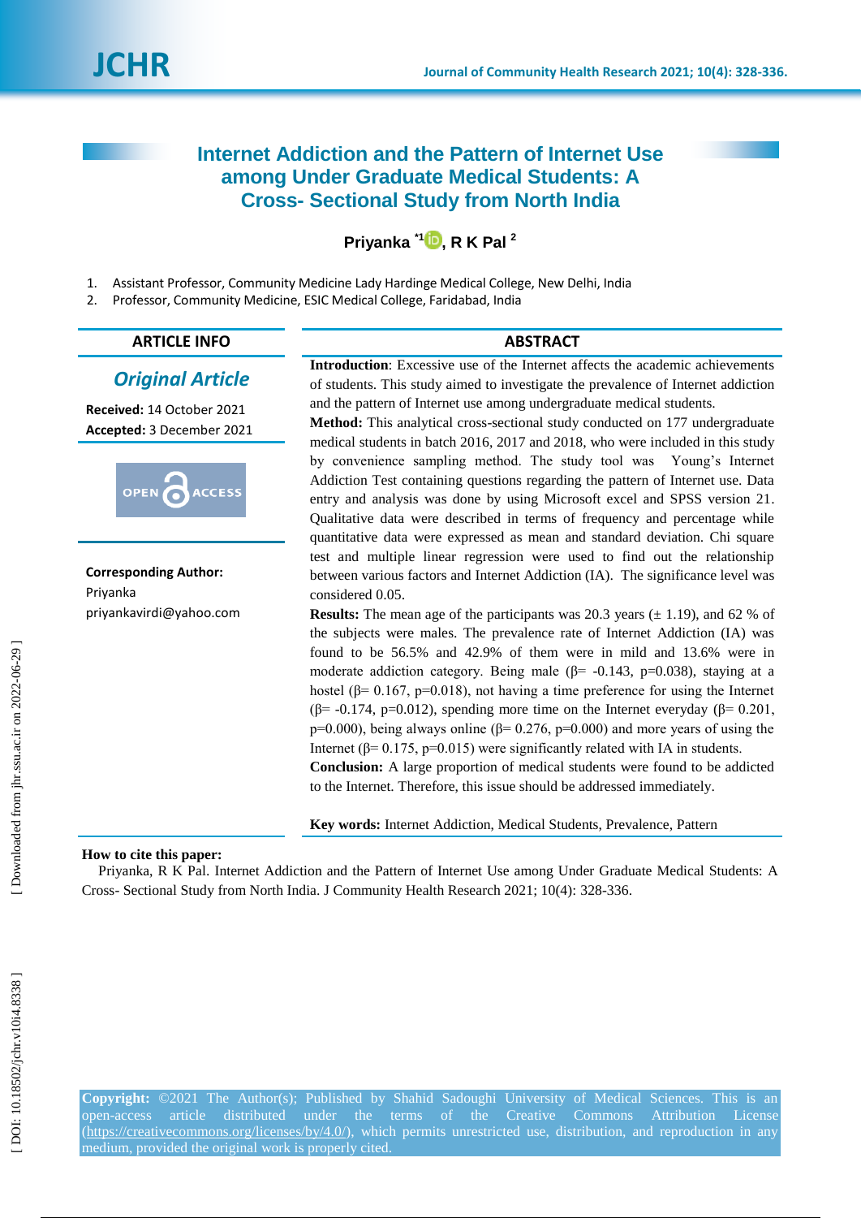# Internet Addiction and the Pattern of Internet Use among Under Graduate Medical Students: A Cross- Sectional Study from North India

**Priyanka** [*1], **R K Pal** [2]

1. Assistant Professor, Community Medicine Lady Hardinge Medical College, New Delhi, India
2. Professor, Community Medicine, ESIC Medical College, Faridabad, India

## ARTICLE INFO

***Original Article***

**Received:** 14 October 2021
**Accepted:** 3 December 2021

OPEN ACCESS

**Corresponding Author:**
Priyanka
priyankavirdi@yahoo.com

## ABSTRACT

**Introduction**: Excessive use of the Internet affects the academic achievements of students. This study aimed to investigate the prevalence of Internet addiction and the pattern of Internet use among undergraduate medical students.

**Method:** This analytical cross-sectional study conducted on 177 undergraduate medical students in batch 2016, 2017 and 2018, who were included in this study by convenience sampling method. The study tool was Young's Internet Addiction Test containing questions regarding the pattern of Internet use. Data entry and analysis was done by using Microsoft excel and SPSS version 21. Qualitative data were described in terms of frequency and percentage while quantitative data were expressed as mean and standard deviation. Chi square test and multiple linear regression were used to find out the relationship between various factors and Internet Addiction (IA). The significance level was considered 0.05.

**Results:** The mean age of the participants was 20.3 years (± 1.19), and 62 % of the subjects were males. The prevalence rate of Internet Addiction (IA) was found to be 56.5% and 42.9% of them were in mild and 13.6% were in moderate addiction category. Being male ($\beta$= -0.143, p=0.038), staying at a hostel ($\beta$= 0.167, p=0.018), not having a time preference for using the Internet ($\beta$= -0.174, p=0.012), spending more time on the Internet everyday ($\beta$= 0.201, p=0.000), being always online ($\beta$= 0.276, p=0.000) and more years of using the Internet ($\beta$= 0.175, p=0.015) were significantly related with IA in students.

**Conclusion:** A large proportion of medical students were found to be addicted to the Internet. Therefore, this issue should be addressed immediately.

**Key words:** Internet Addiction, Medical Students, Prevalence, Pattern

**How to cite this paper:**
Priyanka, R K Pal. Internet Addiction and the Pattern of Internet Use among Under Graduate Medical Students: A Cross- Sectional Study from North India. J Community Health Research 2021; 10(4): 328-336.

**Copyright:** ©2021 The Author(s); Published by Shahid Sadoughi University of Medical Sciences. This is an open-access article distributed under the terms of the Creative Commons Attribution License (https://creativecommons.org/licenses/by/4.0/), which permits unrestricted use, distribution, and reproduction in any medium, provided the original work is properly cited.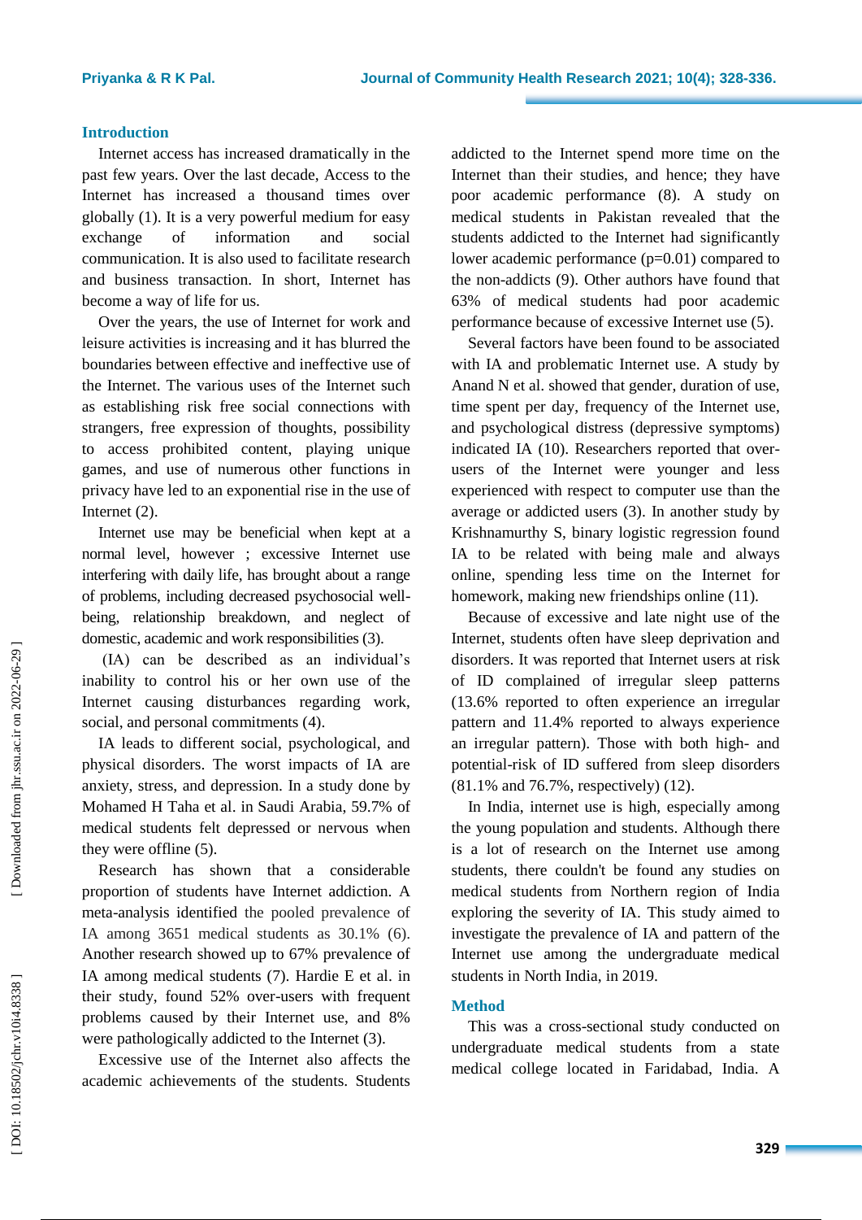## Introduction

Internet access has increased dramatically in the past few years. Over the last decade, Access to the Internet has increased a thousand times over globally (1). It is a very powerful medium for easy exchange of information and social communication. It is also used to facilitate research and business transaction. In short, Internet has become a way of life for us.

Over the years, the use of Internet for work and leisure activities is increasing and it has blurred the boundaries between effective and ineffective use of the Internet. The various uses of the Internet such as establishing risk free social connections with strangers, free expression of thoughts, possibility to access prohibited content, playing unique games, and use of numerous other functions in privacy have led to an exponential rise in the use of Internet (2).

Internet use may be beneficial when kept at a normal level, however ; excessive Internet use interfering with daily life, has brought about a range of problems, including decreased psychosocial well-being, relationship breakdown, and neglect of domestic, academic and work responsibilities (3).

(IA) can be described as an individual's inability to control his or her own use of the Internet causing disturbances regarding work, social, and personal commitments (4).

IA leads to different social, psychological, and physical disorders. The worst impacts of IA are anxiety, stress, and depression. In a study done by Mohamed H Taha et al. in Saudi Arabia, 59.7% of medical students felt depressed or nervous when they were offline (5).

Research has shown that a considerable proportion of students have Internet addiction. A meta-analysis identified the pooled prevalence of IA among 3651 medical students as 30.1% (6). Another research showed up to 67% prevalence of IA among medical students (7). Hardie E et al. in their study, found 52% over-users with frequent problems caused by their Internet use, and 8% were pathologically addicted to the Internet (3).

Excessive use of the Internet also affects the academic achievements of the students. Students addicted to the Internet spend more time on the Internet than their studies, and hence; they have poor academic performance (8). A study on medical students in Pakistan revealed that the students addicted to the Internet had significantly lower academic performance (p=0.01) compared to the non-addicts (9). Other authors have found that 63% of medical students had poor academic performance because of excessive Internet use (5).

Several factors have been found to be associated with IA and problematic Internet use. A study by Anand N et al. showed that gender, duration of use, time spent per day, frequency of the Internet use, and psychological distress (depressive symptoms) indicated IA (10). Researchers reported that over-users of the Internet were younger and less experienced with respect to computer use than the average or addicted users (3). In another study by Krishnamurthy S, binary logistic regression found IA to be related with being male and always online, spending less time on the Internet for homework, making new friendships online (11).

Because of excessive and late night use of the Internet, students often have sleep deprivation and disorders. It was reported that Internet users at risk of ID complained of irregular sleep patterns (13.6% reported to often experience an irregular pattern and 11.4% reported to always experience an irregular pattern). Those with both high- and potential-risk of ID suffered from sleep disorders (81.1% and 76.7%, respectively) (12).

In India, internet use is high, especially among the young population and students. Although there is a lot of research on the Internet use among students, there couldn't be found any studies on medical students from Northern region of India exploring the severity of IA. This study aimed to investigate the prevalence of IA and pattern of the Internet use among the undergraduate medical students in North India, in 2019.

## Method

This was a cross-sectional study conducted on undergraduate medical students from a state medical college located in Faridabad, India. A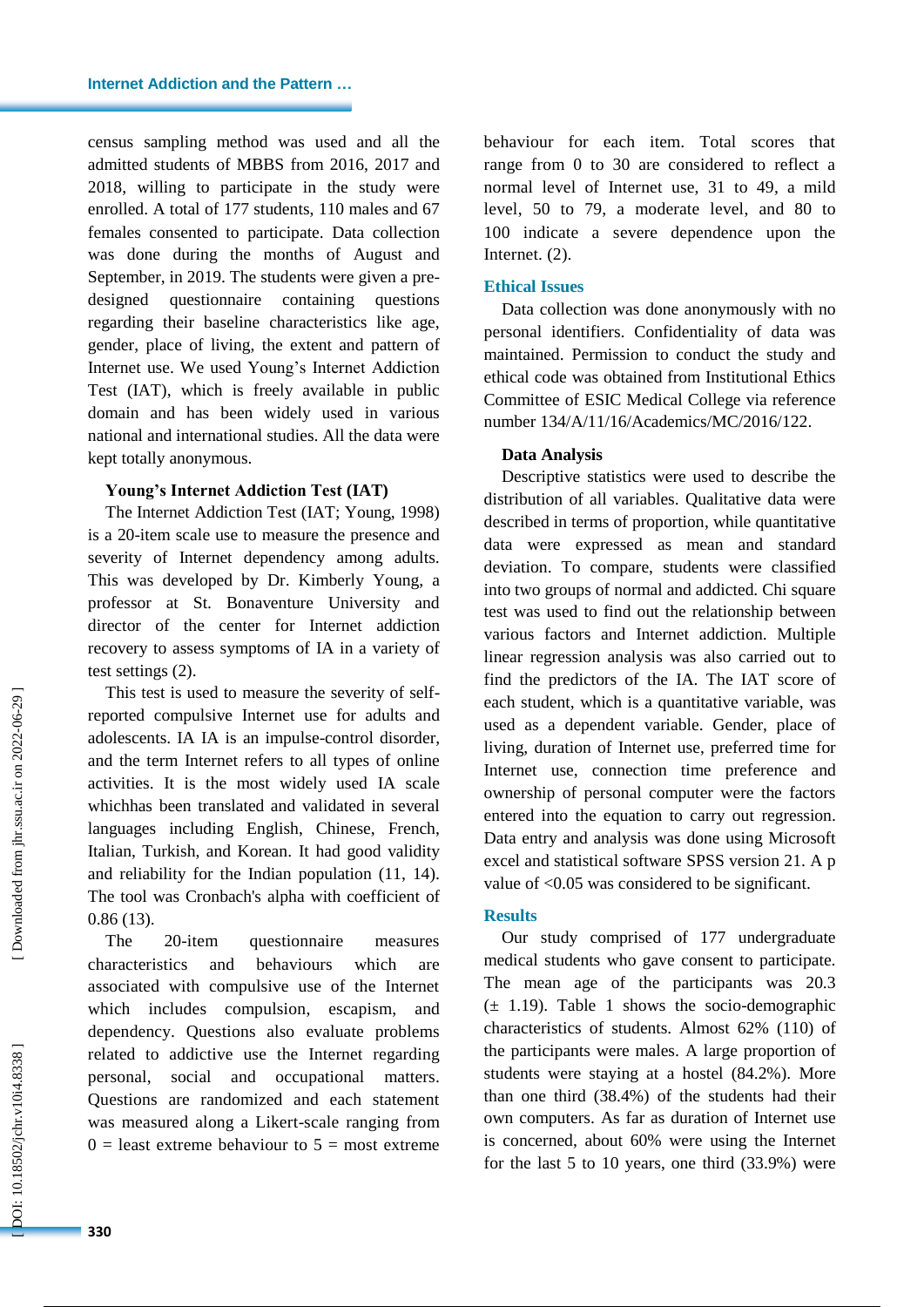census sampling method was used and all the admitted students of MBBS from 2016, 2017 and 2018, willing to participate in the study were enrolled. A total of 177 students, 110 males and 67 females consented to participate. Data collection was done during the months of August and September, in 2019. The students were given a pre-designed questionnaire containing questions regarding their baseline characteristics like age, gender, place of living, the extent and pattern of Internet use. We used Young's Internet Addiction Test (IAT), which is freely available in public domain and has been widely used in various national and international studies. All the data were kept totally anonymous.

### Young's Internet Addiction Test (IAT)

The Internet Addiction Test (IAT; Young, 1998) is a 20-item scale use to measure the presence and severity of Internet dependency among adults. This was developed by Dr. Kimberly Young, a professor at St. Bonaventure University and director of the center for Internet addiction recovery to assess symptoms of IA in a variety of test settings (2).

This test is used to measure the severity of self-reported compulsive Internet use for adults and adolescents. IA IA is an impulse-control disorder, and the term Internet refers to all types of online activities. It is the most widely used IA scale whichhas been translated and validated in several languages including English, Chinese, French, Italian, Turkish, and Korean. It had good validity and reliability for the Indian population (11, 14). The tool was Cronbach's alpha with coefficient of 0.86 (13).

The 20-item questionnaire measures characteristics and behaviours which are associated with compulsive use of the Internet which includes compulsion, escapism, and dependency. Questions also evaluate problems related to addictive use the Internet regarding personal, social and occupational matters. Questions are randomized and each statement was measured along a Likert-scale ranging from 0 = least extreme behaviour to 5 = most extreme behaviour for each item. Total scores that range from 0 to 30 are considered to reflect a normal level of Internet use, 31 to 49, a mild level, 50 to 79, a moderate level, and 80 to 100 indicate a severe dependence upon the Internet. (2).

## Ethical Issues

Data collection was done anonymously with no personal identifiers. Confidentiality of data was maintained. Permission to conduct the study and ethical code was obtained from Institutional Ethics Committee of ESIC Medical College via reference number 134/A/11/16/Academics/MC/2016/122.

### Data Analysis

Descriptive statistics were used to describe the distribution of all variables. Qualitative data were described in terms of proportion, while quantitative data were expressed as mean and standard deviation. To compare, students were classified into two groups of normal and addicted. Chi square test was used to find out the relationship between various factors and Internet addiction. Multiple linear regression analysis was also carried out to find the predictors of the IA. The IAT score of each student, which is a quantitative variable, was used as a dependent variable. Gender, place of living, duration of Internet use, preferred time for Internet use, connection time preference and ownership of personal computer were the factors entered into the equation to carry out regression. Data entry and analysis was done using Microsoft excel and statistical software SPSS version 21. A p value of <0.05 was considered to be significant.

## Results

Our study comprised of 177 undergraduate medical students who gave consent to participate. The mean age of the participants was 20.3 (± 1.19). Table 1 shows the socio-demographic characteristics of students. Almost 62% (110) of the participants were males. A large proportion of students were staying at a hostel (84.2%). More than one third (38.4%) of the students had their own computers. As far as duration of Internet use is concerned, about 60% were using the Internet for the last 5 to 10 years, one third (33.9%) were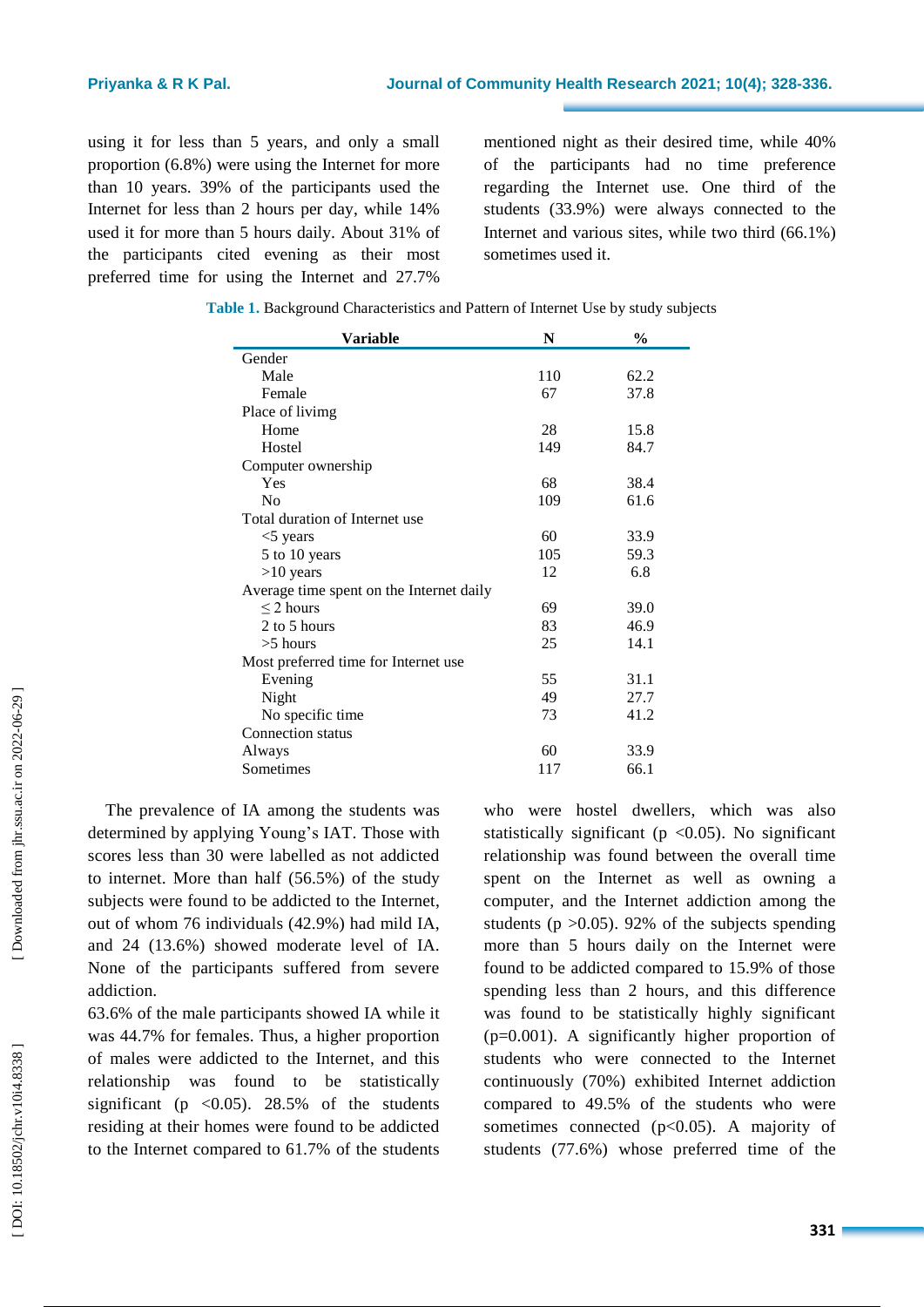using it for less than 5 years, and only a small proportion (6.8%) were using the Internet for more than 10 years. 39% of the participants used the Internet for less than 2 hours per day, while 14% used it for more than 5 hours daily. About 31% of the participants cited evening as their most preferred time for using the Internet and 27.7% mentioned night as their desired time, while 40% of the participants had no time preference regarding the Internet use. One third of the students (33.9%) were always connected to the Internet and various sites, while two third (66.1%) sometimes used it.

**Table 1.** Background Characteristics and Pattern of Internet Use by study subjects

| Variable | N | % |
|---|---|---|
| Gender | | |
| Male | 110 | 62.2 |
| Female | 67 | 37.8 |
| Place of livimg | | |
| Home | 28 | 15.8 |
| Hostel | 149 | 84.7 |
| Computer ownership | | |
| Yes | 68 | 38.4 |
| No | 109 | 61.6 |
| Total duration of Internet use | | |
| <5 years | 60 | 33.9 |
| 5 to 10 years | 105 | 59.3 |
| >10 years | 12 | 6.8 |
| Average time spent on the Internet daily | | |
| ≤ 2 hours | 69 | 39.0 |
| 2 to 5 hours | 83 | 46.9 |
| >5 hours | 25 | 14.1 |
| Most preferred time for Internet use | | |
| Evening | 55 | 31.1 |
| Night | 49 | 27.7 |
| No specific time | 73 | 41.2 |
| Connection status | | |
| Always | 60 | 33.9 |
| Sometimes | 117 | 66.1 |

The prevalence of IA among the students was determined by applying Young's IAT. Those with scores less than 30 were labelled as not addicted to internet. More than half (56.5%) of the study subjects were found to be addicted to the Internet, out of whom 76 individuals (42.9%) had mild IA, and 24 (13.6%) showed moderate level of IA. None of the participants suffered from severe addiction.

63.6% of the male participants showed IA while it was 44.7% for females. Thus, a higher proportion of males were addicted to the Internet, and this relationship was found to be statistically significant ($p < 0.05$). 28.5% of the students residing at their homes were found to be addicted to the Internet compared to 61.7% of the students who were hostel dwellers, which was also statistically significant ($p < 0.05$). No significant relationship was found between the overall time spent on the Internet as well as owning a computer, and the Internet addiction among the students ($p > 0.05$). 92% of the subjects spending more than 5 hours daily on the Internet were found to be addicted compared to 15.9% of those spending less than 2 hours, and this difference was found to be statistically highly significant ($p=0.001$). A significantly higher proportion of students who were connected to the Internet continuously (70%) exhibited Internet addiction compared to 49.5% of the students who were sometimes connected ($p<0.05$). A majority of students (77.6%) whose preferred time of the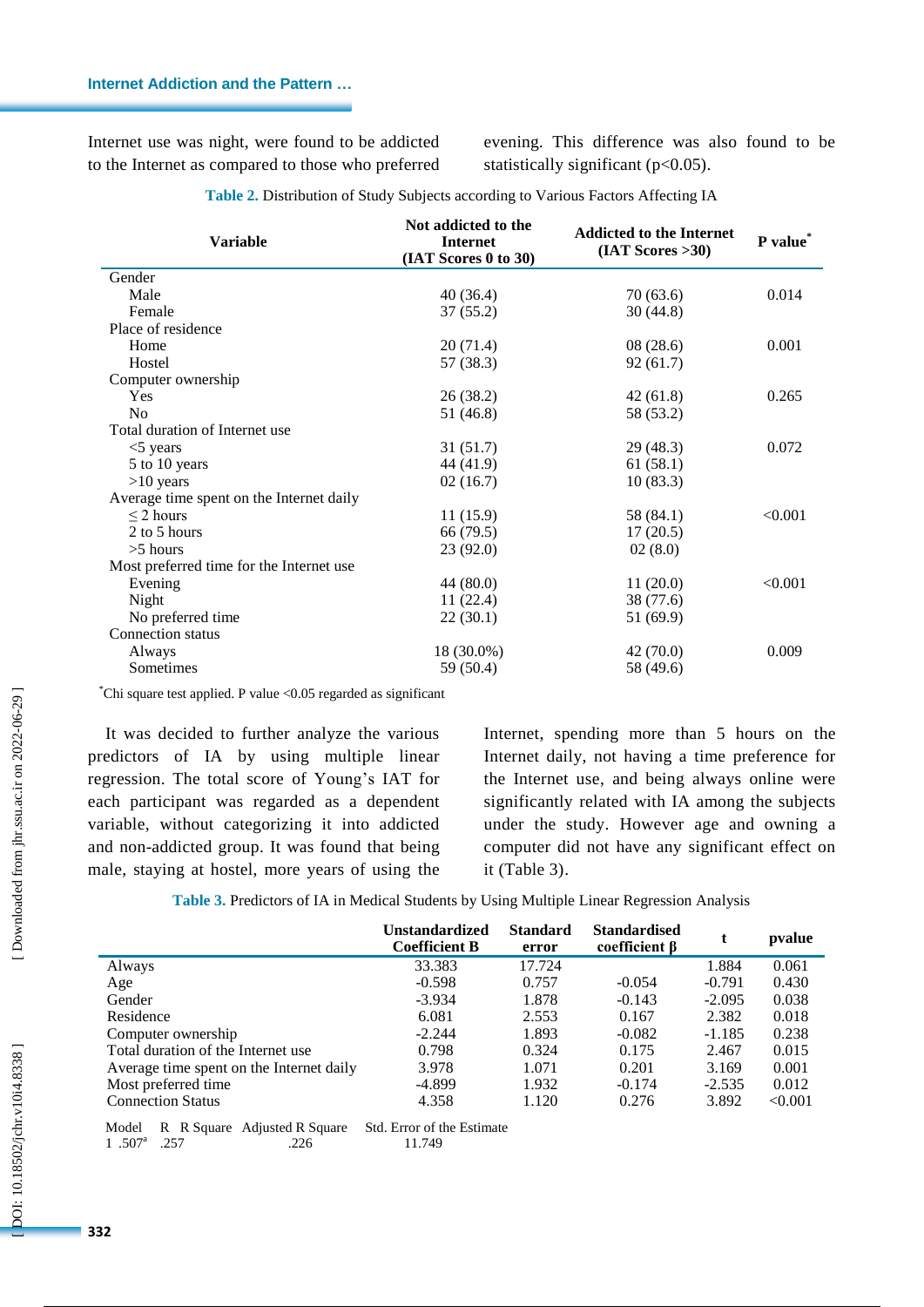Internet use was night, were found to be addicted to the Internet as compared to those who preferred evening. This difference was also found to be statistically significant ($p<0.05$).

**Table 2.** Distribution of Study Subjects according to Various Factors Affecting IA

| Variable | Not addicted to the Internet (IAT Scores 0 to 30) | Addicted to the Internet (IAT Scores >30) | P value* |
|---|---|---|---|
| Gender | | | |
| Male | 40 (36.4) | 70 (63.6) | 0.014 |
| Female | 37 (55.2) | 30 (44.8) | |
| Place of residence | | | |
| Home | 20 (71.4) | 08 (28.6) | 0.001 |
| Hostel | 57 (38.3) | 92 (61.7) | |
| Computer ownership | | | |
| Yes | 26 (38.2) | 42 (61.8) | 0.265 |
| No | 51 (46.8) | 58 (53.2) | |
| Total duration of Internet use | | | |
| <5 years | 31 (51.7) | 29 (48.3) | 0.072 |
| 5 to 10 years | 44 (41.9) | 61 (58.1) | |
| >10 years | 02 (16.7) | 10 (83.3) | |
| Average time spent on the Internet daily | | | |
| ≤ 2 hours | 11 (15.9) | 58 (84.1) | <0.001 |
| 2 to 5 hours | 66 (79.5) | 17 (20.5) | |
| >5 hours | 23 (92.0) | 02 (8.0) | |
| Most preferred time for the Internet use | | | |
| Evening | 44 (80.0) | 11 (20.0) | <0.001 |
| Night | 11 (22.4) | 38 (77.6) | |
| No preferred time | 22 (30.1) | 51 (69.9) | |
| Connection status | | | |
| Always | 18 (30.0%) | 42 (70.0) | 0.009 |
| Sometimes | 59 (50.4) | 58 (49.6) | |

*Chi square test applied. P value <0.05 regarded as significant

It was decided to further analyze the various predictors of IA by using multiple linear regression. The total score of Young's IAT for each participant was regarded as a dependent variable, without categorizing it into addicted and non-addicted group. It was found that being male, staying at hostel, more years of using the Internet, spending more than 5 hours on the Internet daily, not having a time preference for the Internet use, and being always online were significantly related with IA among the subjects under the study. However age and owning a computer did not have any significant effect on it (Table 3).

**Table 3.** Predictors of IA in Medical Students by Using Multiple Linear Regression Analysis

| | Unstandardized Coefficient B | Standard error | Standardised coefficient β | t | pvalue |
|---|---|---|---|---|---|
| Always | 33.383 | 17.724 | | 1.884 | 0.061 |
| Age | -0.598 | 0.757 | -0.054 | -0.791 | 0.430 |
| Gender | -3.934 | 1.878 | -0.143 | -2.095 | 0.038 |
| Residence | 6.081 | 2.553 | 0.167 | 2.382 | 0.018 |
| Computer ownership | -2.244 | 1.893 | -0.082 | -1.185 | 0.238 |
| Total duration of the Internet use | 0.798 | 0.324 | 0.175 | 2.467 | 0.015 |
| Average time spent on the Internet daily | 3.978 | 1.071 | 0.201 | 3.169 | 0.001 |
| Most preferred time | -4.899 | 1.932 | -0.174 | -2.535 | 0.012 |
| Connection Status | 4.358 | 1.120 | 0.276 | 3.892 | <0.001 |

| Model | R | R Square | Adjusted R Square | Std. Error of the Estimate |
|---|---|---|---|---|
| 1 | .507[a] | .257 | .226 | 11.749 |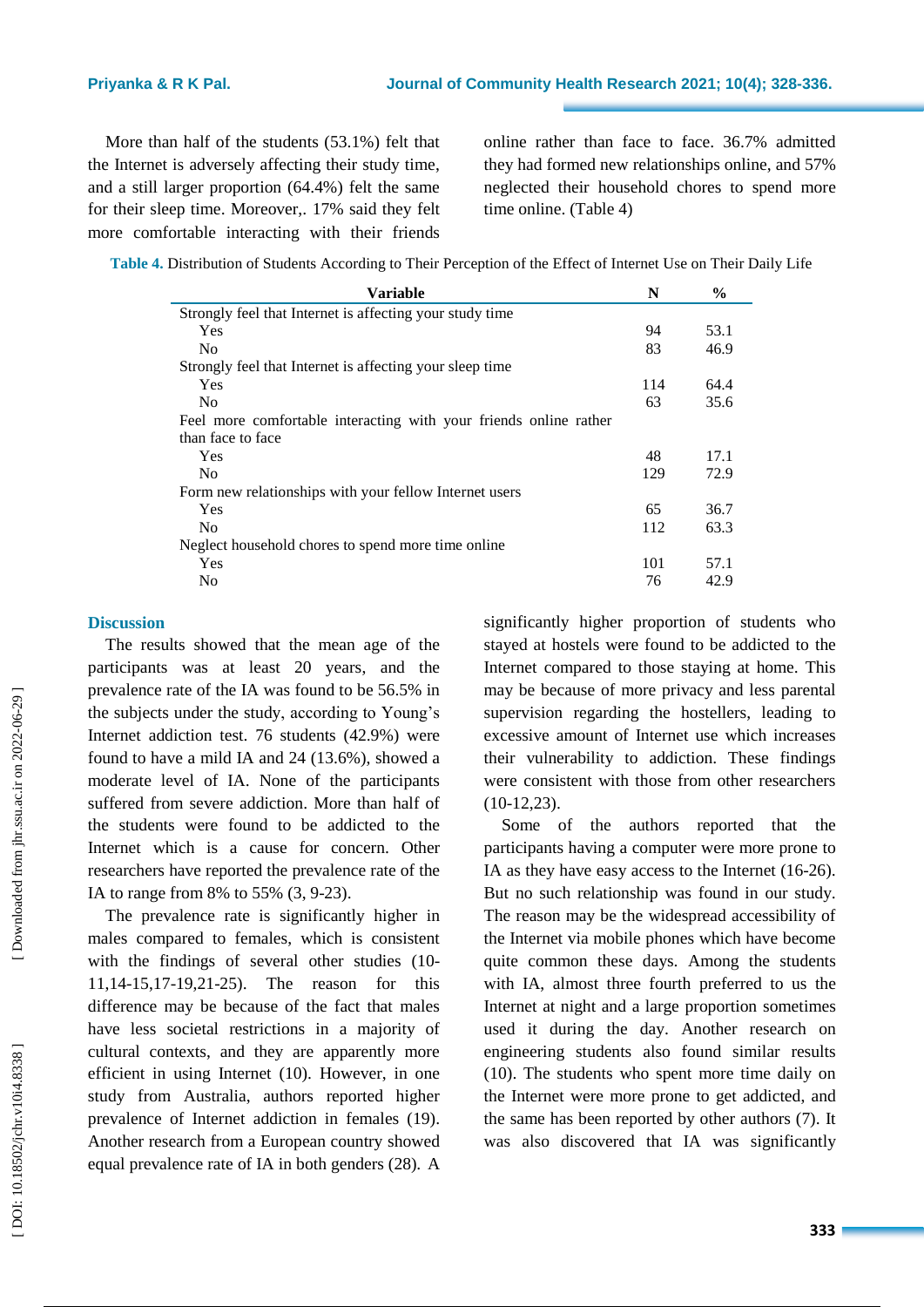More than half of the students (53.1%) felt that the Internet is adversely affecting their study time, and a still larger proportion (64.4%) felt the same for their sleep time. Moreover,. 17% said they felt more comfortable interacting with their friends online rather than face to face. 36.7% admitted they had formed new relationships online, and 57% neglected their household chores to spend more time online. (Table 4)

**Table 4.** Distribution of Students According to Their Perception of the Effect of Internet Use on Their Daily Life

| Variable | N | % |
|---|---|---|
| Strongly feel that Internet is affecting your study time | | |
| Yes | 94 | 53.1 |
| No | 83 | 46.9 |
| Strongly feel that Internet is affecting your sleep time | | |
| Yes | 114 | 64.4 |
| No | 63 | 35.6 |
| Feel more comfortable interacting with your friends online rather than face to face | | |
| Yes | 48 | 17.1 |
| No | 129 | 72.9 |
| Form new relationships with your fellow Internet users | | |
| Yes | 65 | 36.7 |
| No | 112 | 63.3 |
| Neglect household chores to spend more time online | | |
| Yes | 101 | 57.1 |
| No | 76 | 42.9 |

## Discussion

The results showed that the mean age of the participants was at least 20 years, and the prevalence rate of the IA was found to be 56.5% in the subjects under the study, according to Young's Internet addiction test. 76 students (42.9%) were found to have a mild IA and 24 (13.6%), showed a moderate level of IA. None of the participants suffered from severe addiction. More than half of the students were found to be addicted to the Internet which is a cause for concern. Other researchers have reported the prevalence rate of the IA to range from 8% to 55% (3, 9-23).

The prevalence rate is significantly higher in males compared to females, which is consistent with the findings of several other studies (10-11,14-15,17-19,21-25). The reason for this difference may be because of the fact that males have less societal restrictions in a majority of cultural contexts, and they are apparently more efficient in using Internet (10). However, in one study from Australia, authors reported higher prevalence of Internet addiction in females (19). Another research from a European country showed equal prevalence rate of IA in both genders (28). A significantly higher proportion of students who stayed at hostels were found to be addicted to the Internet compared to those staying at home. This may be because of more privacy and less parental supervision regarding the hostellers, leading to excessive amount of Internet use which increases their vulnerability to addiction. These findings were consistent with those from other researchers (10-12,23).

Some of the authors reported that the participants having a computer were more prone to IA as they have easy access to the Internet (16-26). But no such relationship was found in our study. The reason may be the widespread accessibility of the Internet via mobile phones which have become quite common these days. Among the students with IA, almost three fourth preferred to us the Internet at night and a large proportion sometimes used it during the day. Another research on engineering students also found similar results (10). The students who spent more time daily on the Internet were more prone to get addicted, and the same has been reported by other authors (7). It was also discovered that IA was significantly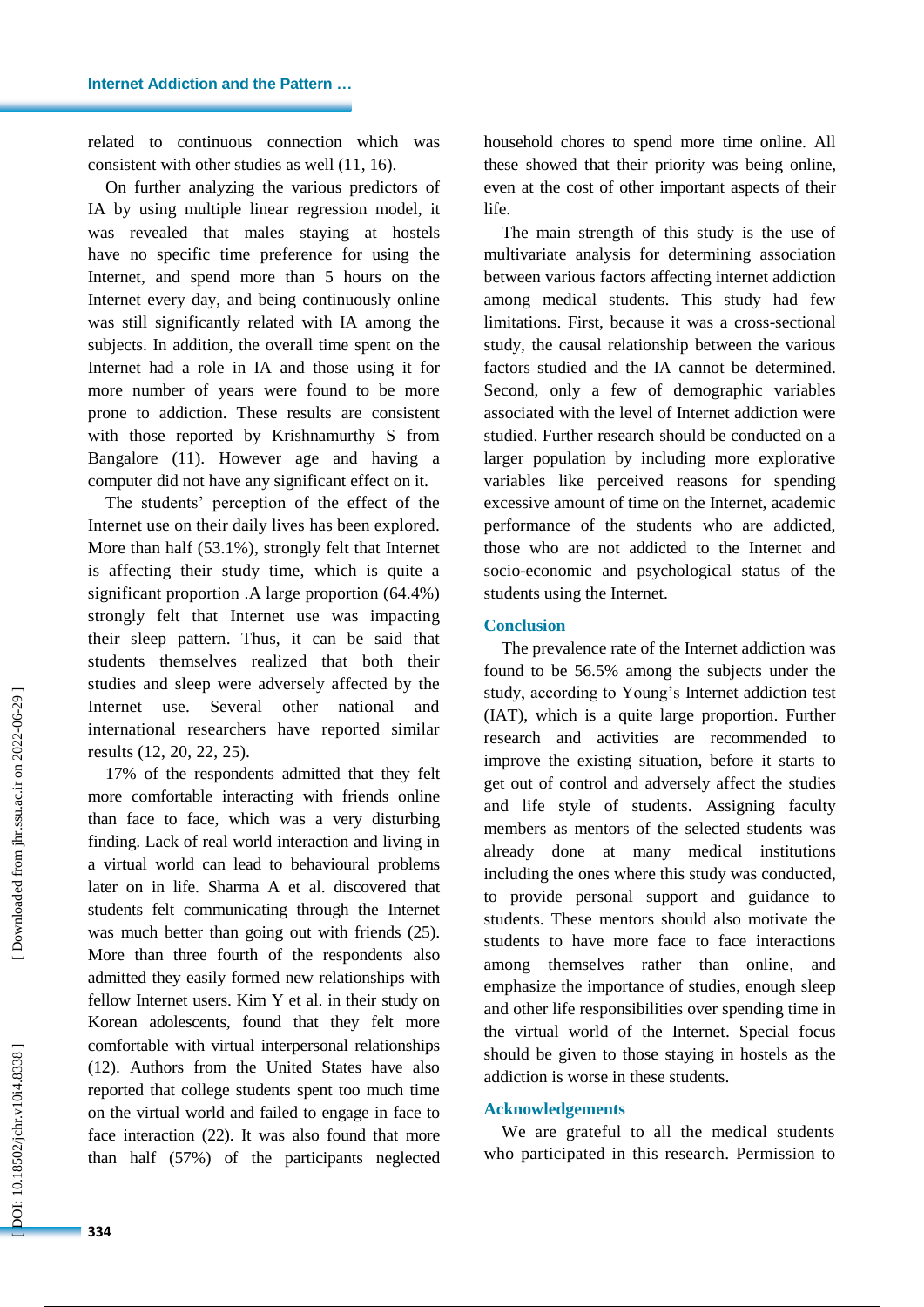related to continuous connection which was consistent with other studies as well (11, 16).

On further analyzing the various predictors of IA by using multiple linear regression model, it was revealed that males staying at hostels have no specific time preference for using the Internet, and spend more than 5 hours on the Internet every day, and being continuously online was still significantly related with IA among the subjects. In addition, the overall time spent on the Internet had a role in IA and those using it for more number of years were found to be more prone to addiction. These results are consistent with those reported by Krishnamurthy S from Bangalore (11). However age and having a computer did not have any significant effect on it.

The students' perception of the effect of the Internet use on their daily lives has been explored. More than half (53.1%), strongly felt that Internet is affecting their study time, which is quite a significant proportion .A large proportion (64.4%) strongly felt that Internet use was impacting their sleep pattern. Thus, it can be said that students themselves realized that both their studies and sleep were adversely affected by the Internet use. Several other national and international researchers have reported similar results (12, 20, 22, 25).

17% of the respondents admitted that they felt more comfortable interacting with friends online than face to face, which was a very disturbing finding. Lack of real world interaction and living in a virtual world can lead to behavioural problems later on in life. Sharma A et al. discovered that students felt communicating through the Internet was much better than going out with friends (25). More than three fourth of the respondents also admitted they easily formed new relationships with fellow Internet users. Kim Y et al. in their study on Korean adolescents, found that they felt more comfortable with virtual interpersonal relationships (12). Authors from the United States have also reported that college students spent too much time on the virtual world and failed to engage in face to face interaction (22). It was also found that more than half (57%) of the participants neglected household chores to spend more time online. All these showed that their priority was being online, even at the cost of other important aspects of their life.

The main strength of this study is the use of multivariate analysis for determining association between various factors affecting internet addiction among medical students. This study had few limitations. First, because it was a cross-sectional study, the causal relationship between the various factors studied and the IA cannot be determined. Second, only a few of demographic variables associated with the level of Internet addiction were studied. Further research should be conducted on a larger population by including more explorative variables like perceived reasons for spending excessive amount of time on the Internet, academic performance of the students who are addicted, those who are not addicted to the Internet and socio-economic and psychological status of the students using the Internet.

## Conclusion

The prevalence rate of the Internet addiction was found to be 56.5% among the subjects under the study, according to Young's Internet addiction test (IAT), which is a quite large proportion. Further research and activities are recommended to improve the existing situation, before it starts to get out of control and adversely affect the studies and life style of students. Assigning faculty members as mentors of the selected students was already done at many medical institutions including the ones where this study was conducted, to provide personal support and guidance to students. These mentors should also motivate the students to have more face to face interactions among themselves rather than online, and emphasize the importance of studies, enough sleep and other life responsibilities over spending time in the virtual world of the Internet. Special focus should be given to those staying in hostels as the addiction is worse in these students.

## Acknowledgements

We are grateful to all the medical students who participated in this research. Permission to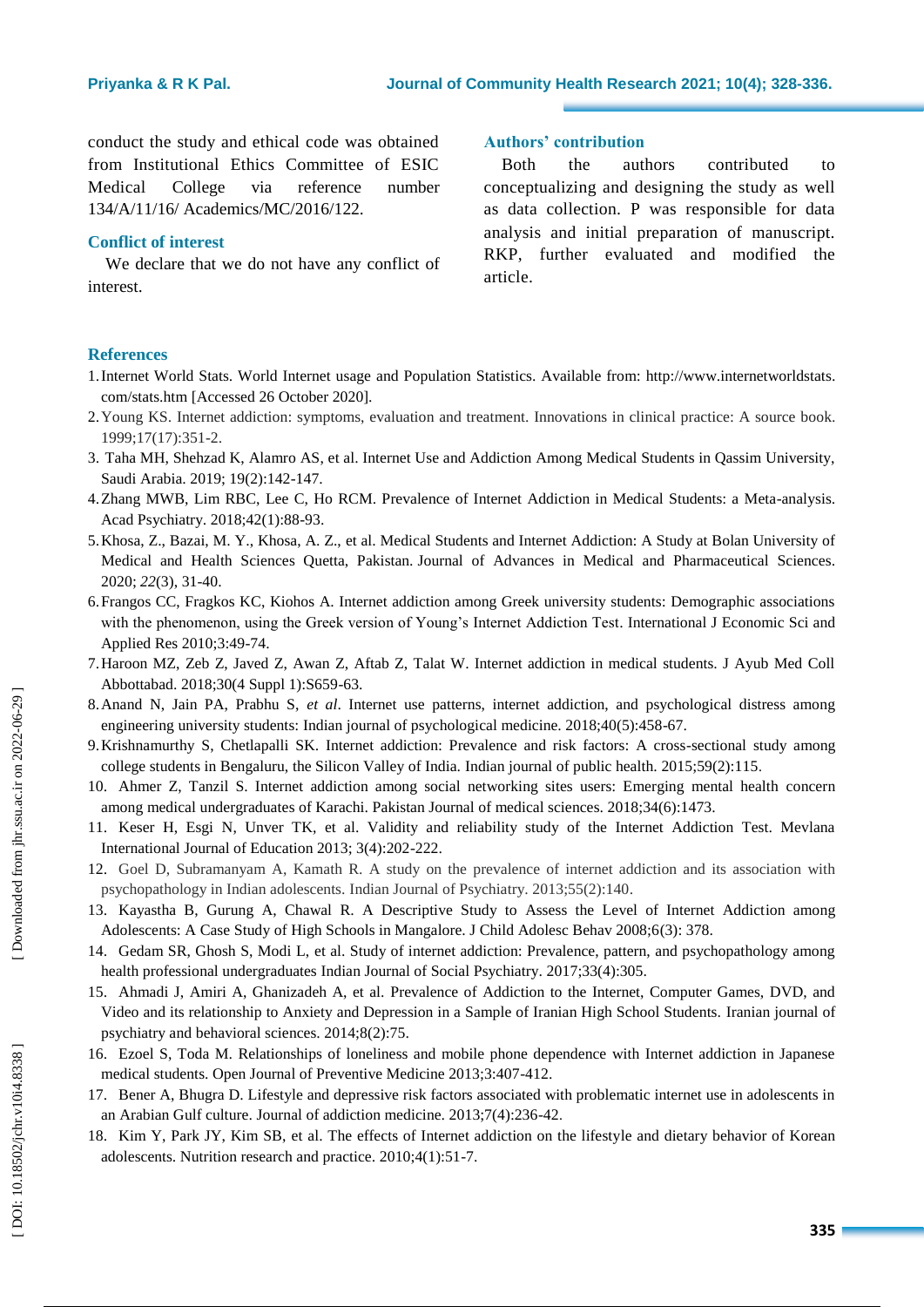conduct the study and ethical code was obtained from Institutional Ethics Committee of ESIC Medical College via reference number 134/A/11/16/ Academics/MC/2016/122.

## Conflict of interest

We declare that we do not have any conflict of interest.

## Authors' contribution

Both the authors contributed to conceptualizing and designing the study as well as data collection. P was responsible for data analysis and initial preparation of manuscript. RKP, further evaluated and modified the article.

## References

1. Internet World Stats. World Internet usage and Population Statistics. Available from: http://www.internetworldstats.com/stats.htm [Accessed 26 October 2020].
2. Young KS. Internet addiction: symptoms, evaluation and treatment. Innovations in clinical practice: A source book. 1999;17(17):351-2.
3. Taha MH, Shehzad K, Alamro AS, et al. Internet Use and Addiction Among Medical Students in Qassim University, Saudi Arabia. 2019; 19(2):142-147.
4. Zhang MWB, Lim RBC, Lee C, Ho RCM. Prevalence of Internet Addiction in Medical Students: a Meta-analysis. Acad Psychiatry. 2018;42(1):88-93.
5. Khosa, Z., Bazai, M. Y., Khosa, A. Z., et al. Medical Students and Internet Addiction: A Study at Bolan University of Medical and Health Sciences Quetta, Pakistan. Journal of Advances in Medical and Pharmaceutical Sciences. 2020; *22*(3), 31-40.
6. Frangos CC, Fragkos KC, Kiohos A. Internet addiction among Greek university students: Demographic associations with the phenomenon, using the Greek version of Young's Internet Addiction Test. International J Economic Sci and Applied Res 2010;3:49-74.
7. Haroon MZ, Zeb Z, Javed Z, Awan Z, Aftab Z, Talat W. Internet addiction in medical students. J Ayub Med Coll Abbottabad. 2018;30(4 Suppl 1):S659-63.
8. Anand N, Jain PA, Prabhu S, *et al*. Internet use patterns, internet addiction, and psychological distress among engineering university students: Indian journal of psychological medicine. 2018;40(5):458-67.
9. Krishnamurthy S, Chetlapalli SK. Internet addiction: Prevalence and risk factors: A cross-sectional study among college students in Bengaluru, the Silicon Valley of India. Indian journal of public health. 2015;59(2):115.
10. Ahmer Z, Tanzil S. Internet addiction among social networking sites users: Emerging mental health concern among medical undergraduates of Karachi. Pakistan Journal of medical sciences. 2018;34(6):1473.
11. Keser H, Esgi N, Unver TK, et al. Validity and reliability study of the Internet Addiction Test. Mevlana International Journal of Education 2013; 3(4):202-222.
12. Goel D, Subramanyam A, Kamath R. A study on the prevalence of internet addiction and its association with psychopathology in Indian adolescents. Indian Journal of Psychiatry. 2013;55(2):140.
13. Kayastha B, Gurung A, Chawal R. A Descriptive Study to Assess the Level of Internet Addiction among Adolescents: A Case Study of High Schools in Mangalore. J Child Adolesc Behav 2008;6(3): 378.
14. Gedam SR, Ghosh S, Modi L, et al. Study of internet addiction: Prevalence, pattern, and psychopathology among health professional undergraduates Indian Journal of Social Psychiatry. 2017;33(4):305.
15. Ahmadi J, Amiri A, Ghanizadeh A, et al. Prevalence of Addiction to the Internet, Computer Games, DVD, and Video and its relationship to Anxiety and Depression in a Sample of Iranian High School Students. Iranian journal of psychiatry and behavioral sciences. 2014;8(2):75.
16. Ezoel S, Toda M. Relationships of loneliness and mobile phone dependence with Internet addiction in Japanese medical students. Open Journal of Preventive Medicine 2013;3:407-412.
17. Bener A, Bhugra D. Lifestyle and depressive risk factors associated with problematic internet use in adolescents in an Arabian Gulf culture. Journal of addiction medicine. 2013;7(4):236-42.
18. Kim Y, Park JY, Kim SB, et al. The effects of Internet addiction on the lifestyle and dietary behavior of Korean adolescents. Nutrition research and practice. 2010;4(1):51-7.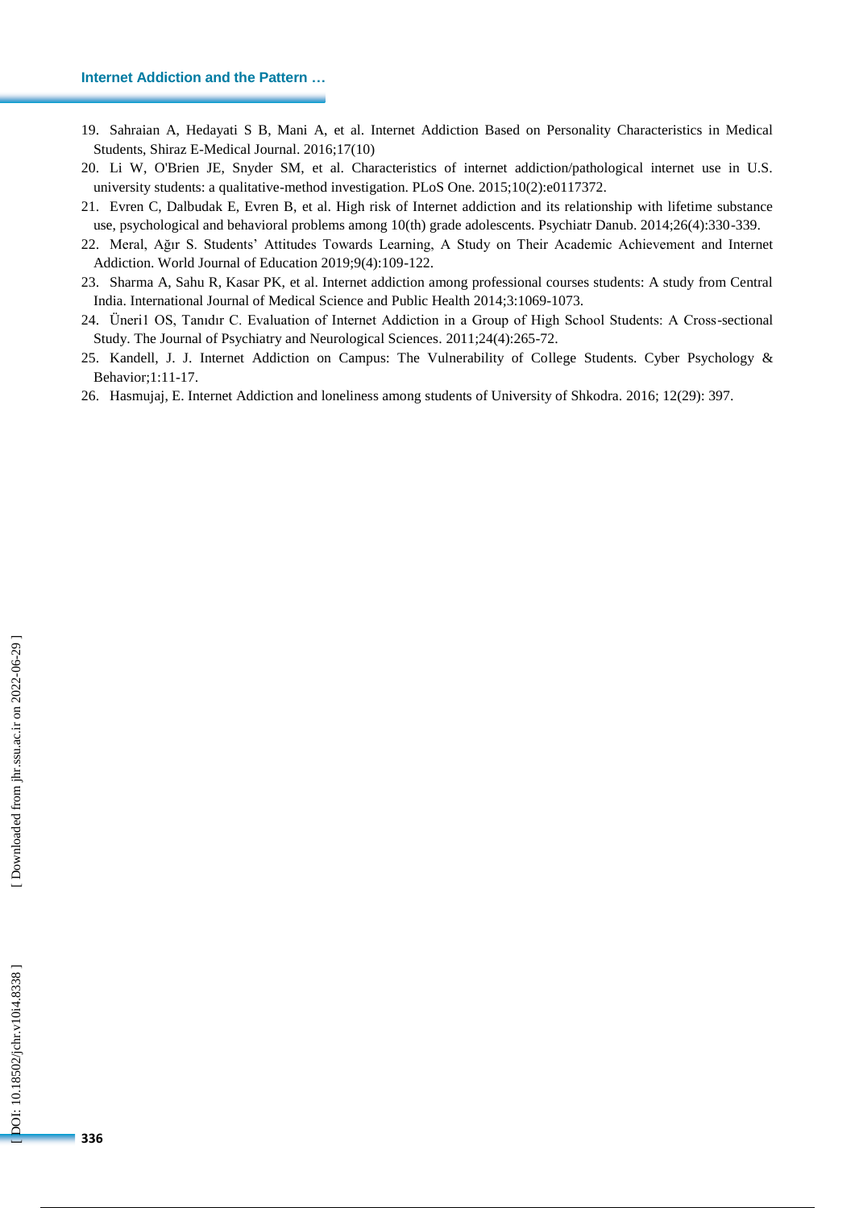19. Sahraian A, Hedayati S B, Mani A, et al. Internet Addiction Based on Personality Characteristics in Medical Students, Shiraz E-Medical Journal. 2016;17(10)
20. Li W, O'Brien JE, Snyder SM, et al. Characteristics of internet addiction/pathological internet use in U.S. university students: a qualitative-method investigation. PLoS One. 2015;10(2):e0117372.
21. Evren C, Dalbudak E, Evren B, et al. High risk of Internet addiction and its relationship with lifetime substance use, psychological and behavioral problems among 10(th) grade adolescents. Psychiatr Danub. 2014;26(4):330-339.
22. Meral, Ağır S. Students' Attitudes Towards Learning, A Study on Their Academic Achievement and Internet Addiction. World Journal of Education 2019;9(4):109-122.
23. Sharma A, Sahu R, Kasar PK, et al. Internet addiction among professional courses students: A study from Central India. International Journal of Medical Science and Public Health 2014;3:1069-1073.
24. Üneri1 OS, Tanıdır C. Evaluation of Internet Addiction in a Group of High School Students: A Cross-sectional Study. The Journal of Psychiatry and Neurological Sciences. 2011;24(4):265-72.
25. Kandell, J. J. Internet Addiction on Campus: The Vulnerability of College Students. Cyber Psychology & Behavior;1:11-17.
26. Hasmujaj, E. Internet Addiction and loneliness among students of University of Shkodra. 2016; 12(29): 397.